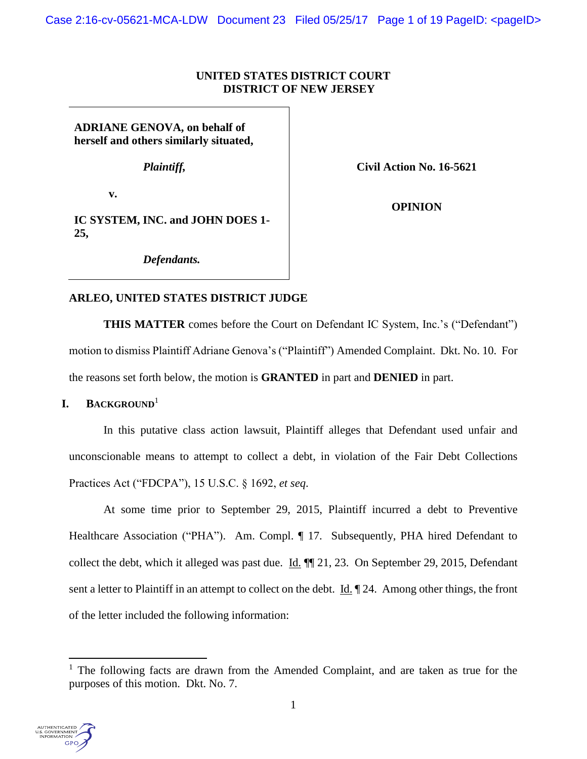UNITED STATES DISTRICT COURT
DISTRICT OF NEW JERSEY

| | |
|---|---|
| **ADRIANE GENOVA, on behalf of herself and others similarly situated,** | |
| ***Plaintiff,*** | **Civil Action No. 16-5621** |
| **v.** | **OPINION** |
| **IC SYSTEM, INC. and JOHN DOES 1-25,** | |
| ***Defendants.*** | |

**ARLEO, UNITED STATES DISTRICT JUDGE**

**THIS MATTER** comes before the Court on Defendant IC System, Inc.'s ("Defendant") motion to dismiss Plaintiff Adriane Genova's ("Plaintiff") Amended Complaint. Dkt. No. 10. For the reasons set forth below, the motion is **GRANTED** in part and **DENIED** in part.

## I. Background[1]

In this putative class action lawsuit, Plaintiff alleges that Defendant used unfair and unconscionable means to attempt to collect a debt, in violation of the Fair Debt Collections Practices Act ("FDCPA"), 15 U.S.C. § 1692, *et seq.*

At some time prior to September 29, 2015, Plaintiff incurred a debt to Preventive Healthcare Association ("PHA"). Am. Compl. ¶ 17. Subsequently, PHA hired Defendant to collect the debt, which it alleged was past due. Id. ¶¶ 21, 23. On September 29, 2015, Defendant sent a letter to Plaintiff in an attempt to collect on the debt. Id. ¶ 24. Among other things, the front of the letter included the following information:

[1] The following facts are drawn from the Amended Complaint, and are taken as true for the purposes of this motion. Dkt. No. 7.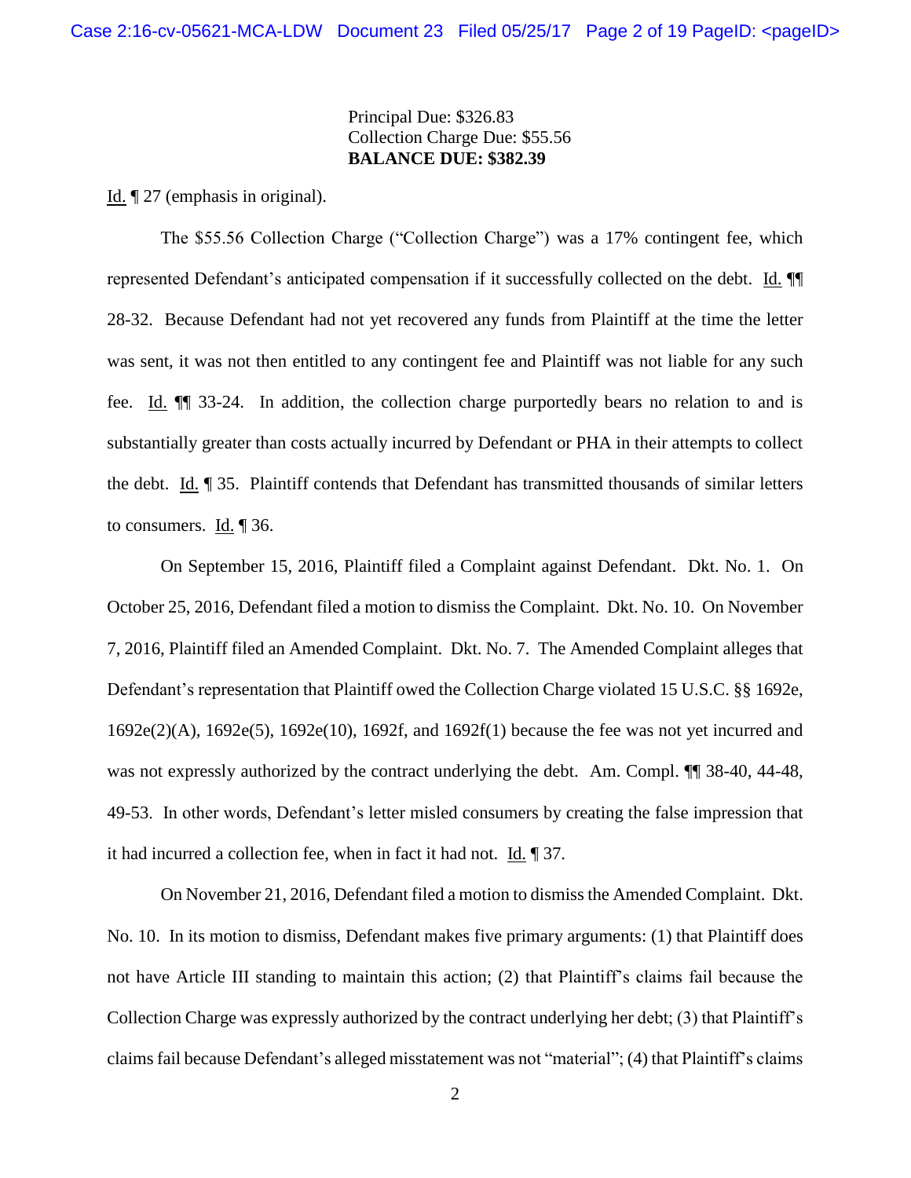Principal Due: $326.83
Collection Charge Due: $55.56
**BALANCE DUE: $382.39**

Id. ¶ 27 (emphasis in original).

The $55.56 Collection Charge ("Collection Charge") was a 17% contingent fee, which represented Defendant's anticipated compensation if it successfully collected on the debt. Id. ¶¶ 28-32. Because Defendant had not yet recovered any funds from Plaintiff at the time the letter was sent, it was not then entitled to any contingent fee and Plaintiff was not liable for any such fee. Id. ¶¶ 33-24. In addition, the collection charge purportedly bears no relation to and is substantially greater than costs actually incurred by Defendant or PHA in their attempts to collect the debt. Id. ¶ 35. Plaintiff contends that Defendant has transmitted thousands of similar letters to consumers. Id. ¶ 36.

On September 15, 2016, Plaintiff filed a Complaint against Defendant. Dkt. No. 1. On October 25, 2016, Defendant filed a motion to dismiss the Complaint. Dkt. No. 10. On November 7, 2016, Plaintiff filed an Amended Complaint. Dkt. No. 7. The Amended Complaint alleges that Defendant's representation that Plaintiff owed the Collection Charge violated 15 U.S.C. §§ 1692e, 1692e(2)(A), 1692e(5), 1692e(10), 1692f, and 1692f(1) because the fee was not yet incurred and was not expressly authorized by the contract underlying the debt. Am. Compl. ¶¶ 38-40, 44-48, 49-53. In other words, Defendant's letter misled consumers by creating the false impression that it had incurred a collection fee, when in fact it had not. Id. ¶ 37.

On November 21, 2016, Defendant filed a motion to dismiss the Amended Complaint. Dkt. No. 10. In its motion to dismiss, Defendant makes five primary arguments: (1) that Plaintiff does not have Article III standing to maintain this action; (2) that Plaintiff's claims fail because the Collection Charge was expressly authorized by the contract underlying her debt; (3) that Plaintiff's claims fail because Defendant's alleged misstatement was not "material"; (4) that Plaintiff's claims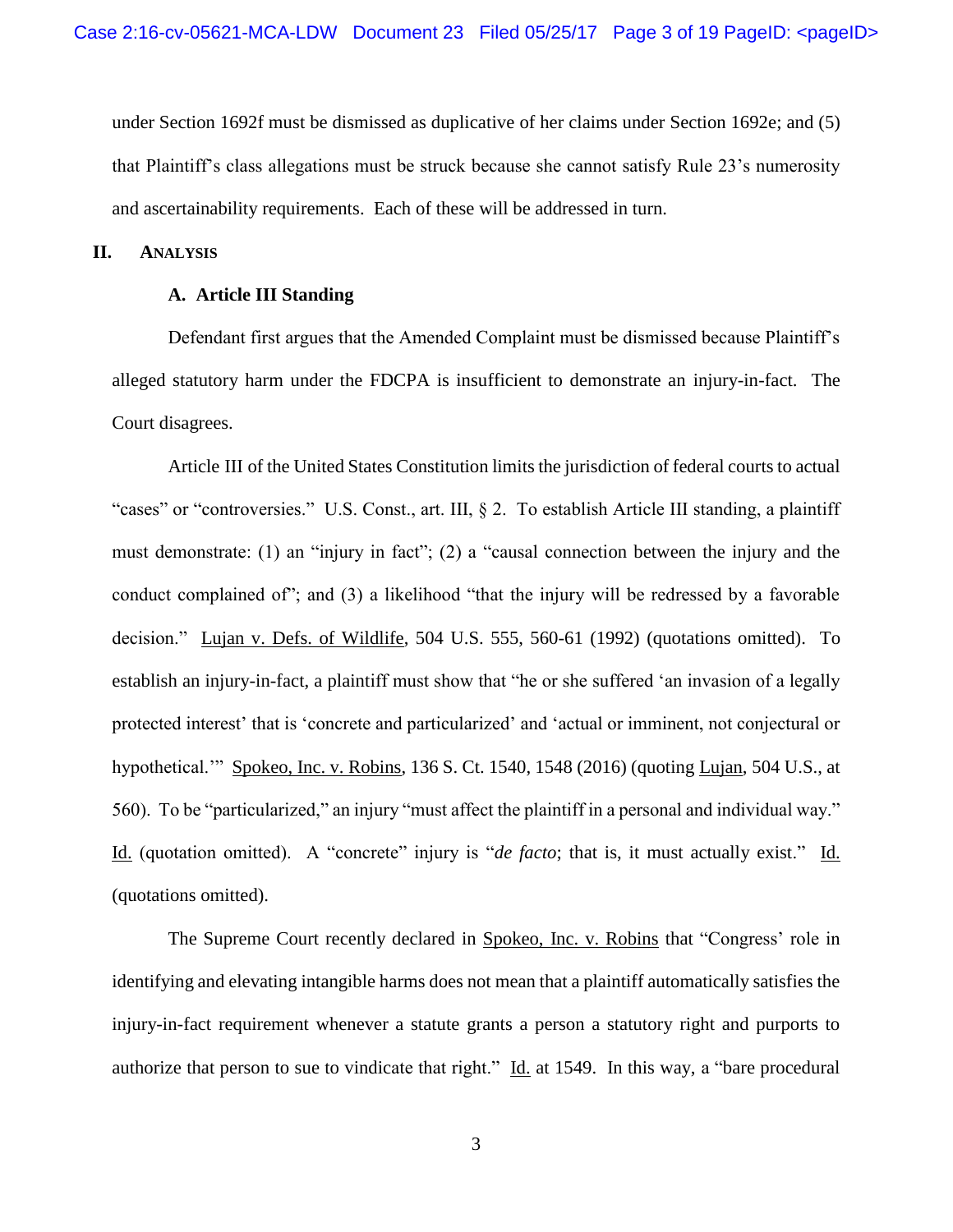under Section 1692f must be dismissed as duplicative of her claims under Section 1692e; and (5) that Plaintiff's class allegations must be struck because she cannot satisfy Rule 23's numerosity and ascertainability requirements. Each of these will be addressed in turn.

## II. ANALYSIS

### A. Article III Standing

Defendant first argues that the Amended Complaint must be dismissed because Plaintiff's alleged statutory harm under the FDCPA is insufficient to demonstrate an injury-in-fact. The Court disagrees.

Article III of the United States Constitution limits the jurisdiction of federal courts to actual "cases" or "controversies." U.S. Const., art. III, § 2. To establish Article III standing, a plaintiff must demonstrate: (1) an "injury in fact"; (2) a "causal connection between the injury and the conduct complained of"; and (3) a likelihood "that the injury will be redressed by a favorable decision." Lujan v. Defs. of Wildlife, 504 U.S. 555, 560-61 (1992) (quotations omitted). To establish an injury-in-fact, a plaintiff must show that "he or she suffered 'an invasion of a legally protected interest' that is 'concrete and particularized' and 'actual or imminent, not conjectural or hypothetical.'" Spokeo, Inc. v. Robins, 136 S. Ct. 1540, 1548 (2016) (quoting Lujan, 504 U.S., at 560). To be "particularized," an injury "must affect the plaintiff in a personal and individual way." Id. (quotation omitted). A "concrete" injury is "*de facto*; that is, it must actually exist." Id. (quotations omitted).

The Supreme Court recently declared in Spokeo, Inc. v. Robins that "Congress' role in identifying and elevating intangible harms does not mean that a plaintiff automatically satisfies the injury-in-fact requirement whenever a statute grants a person a statutory right and purports to authorize that person to sue to vindicate that right." Id. at 1549. In this way, a "bare procedural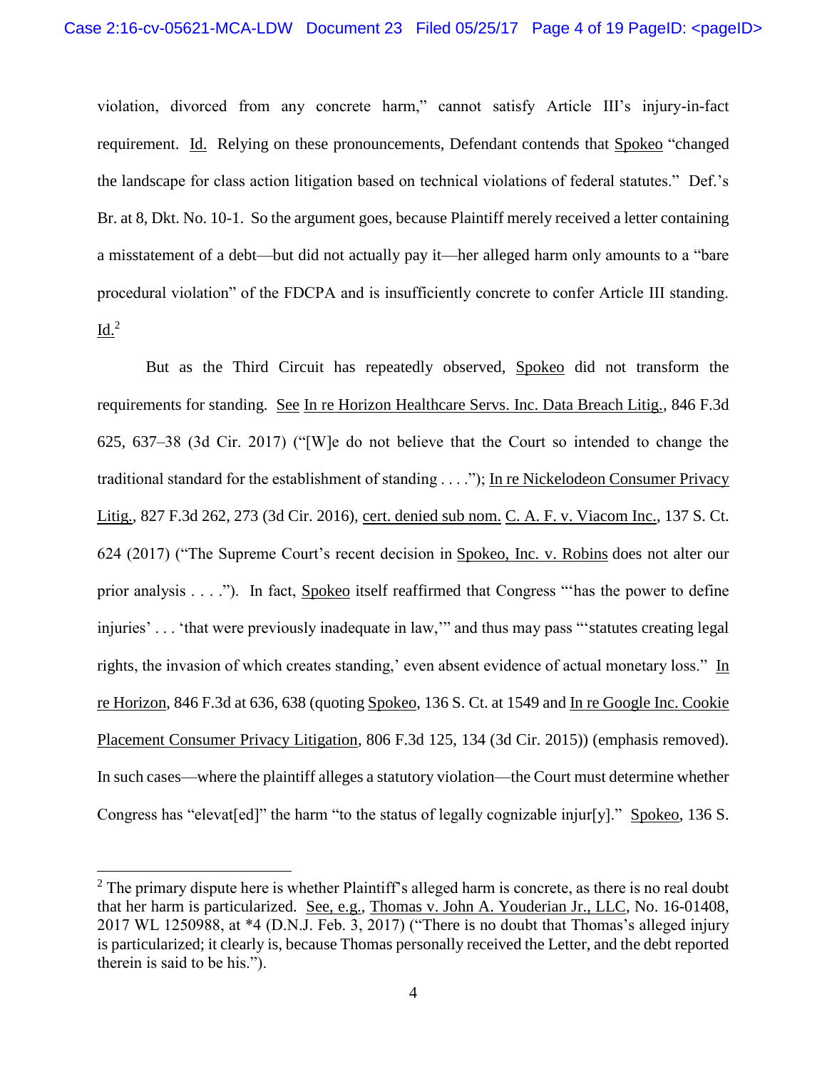violation, divorced from any concrete harm," cannot satisfy Article III's injury-in-fact requirement. Id. Relying on these pronouncements, Defendant contends that Spokeo "changed the landscape for class action litigation based on technical violations of federal statutes." Def.'s Br. at 8, Dkt. No. 10-1. So the argument goes, because Plaintiff merely received a letter containing a misstatement of a debt—but did not actually pay it—her alleged harm only amounts to a "bare procedural violation" of the FDCPA and is insufficiently concrete to confer Article III standing. Id.[2]

But as the Third Circuit has repeatedly observed, Spokeo did not transform the requirements for standing. See In re Horizon Healthcare Servs. Inc. Data Breach Litig., 846 F.3d 625, 637–38 (3d Cir. 2017) ("[W]e do not believe that the Court so intended to change the traditional standard for the establishment of standing . . . ."); In re Nickelodeon Consumer Privacy Litig., 827 F.3d 262, 273 (3d Cir. 2016), cert. denied sub nom. C. A. F. v. Viacom Inc., 137 S. Ct. 624 (2017) ("The Supreme Court's recent decision in Spokeo, Inc. v. Robins does not alter our prior analysis . . . ."). In fact, Spokeo itself reaffirmed that Congress "'has the power to define injuries' . . . 'that were previously inadequate in law,'" and thus may pass "'statutes creating legal rights, the invasion of which creates standing,' even absent evidence of actual monetary loss." In re Horizon, 846 F.3d at 636, 638 (quoting Spokeo, 136 S. Ct. at 1549 and In re Google Inc. Cookie Placement Consumer Privacy Litigation, 806 F.3d 125, 134 (3d Cir. 2015)) (emphasis removed). In such cases—where the plaintiff alleges a statutory violation—the Court must determine whether Congress has "elevat[ed]" the harm "to the status of legally cognizable injur[y]." Spokeo, 136 S.

[2] The primary dispute here is whether Plaintiff's alleged harm is concrete, as there is no real doubt that her harm is particularized. See, e.g., Thomas v. John A. Youderian Jr., LLC, No. 16-01408, 2017 WL 1250988, at *4 (D.N.J. Feb. 3, 2017) ("There is no doubt that Thomas's alleged injury is particularized; it clearly is, because Thomas personally received the Letter, and the debt reported therein is said to be his.").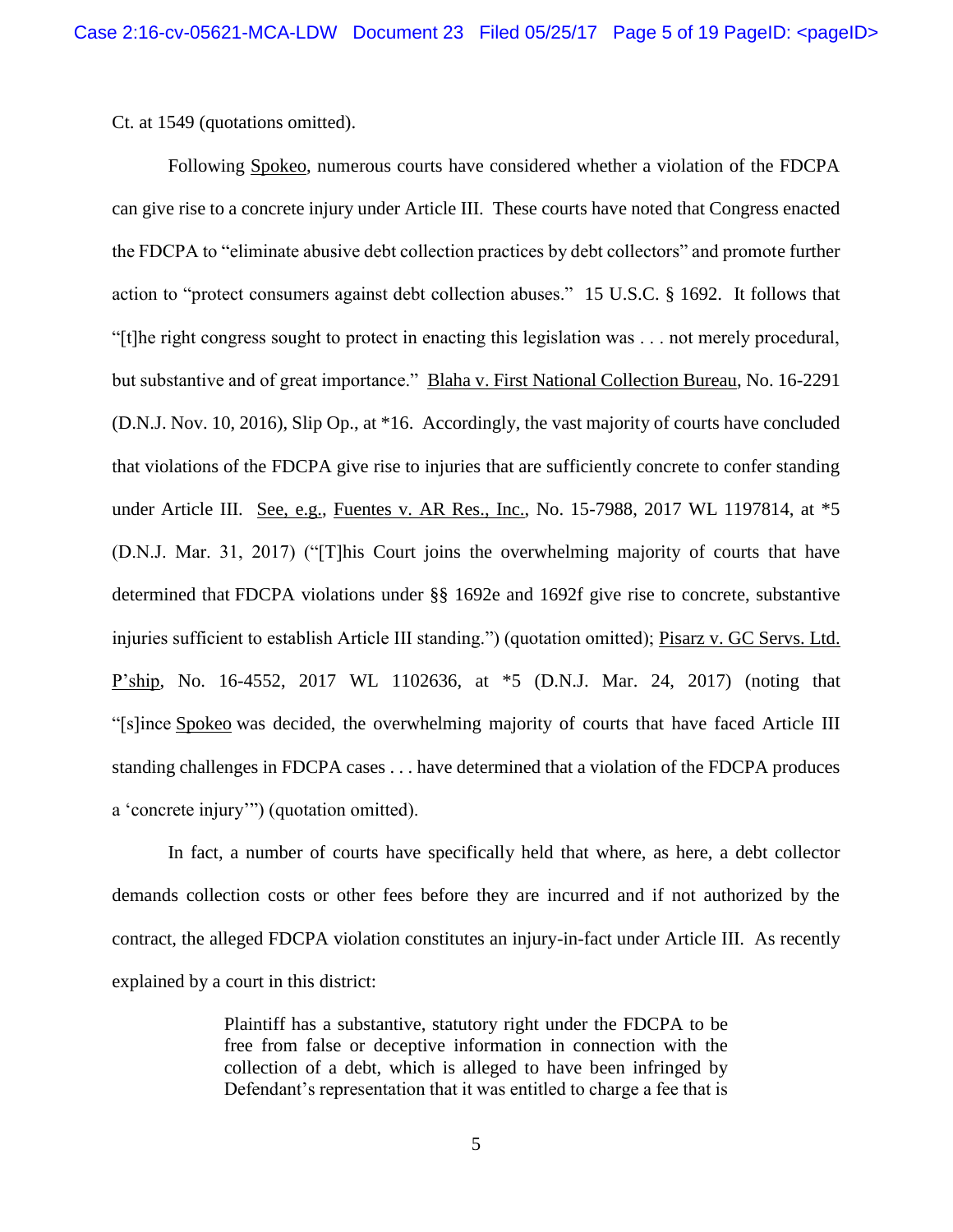Ct. at 1549 (quotations omitted).

Following Spokeo, numerous courts have considered whether a violation of the FDCPA can give rise to a concrete injury under Article III. These courts have noted that Congress enacted the FDCPA to "eliminate abusive debt collection practices by debt collectors" and promote further action to "protect consumers against debt collection abuses." 15 U.S.C. § 1692. It follows that "[t]he right congress sought to protect in enacting this legislation was . . . not merely procedural, but substantive and of great importance." Blaha v. First National Collection Bureau, No. 16-2291 (D.N.J. Nov. 10, 2016), Slip Op., at *16. Accordingly, the vast majority of courts have concluded that violations of the FDCPA give rise to injuries that are sufficiently concrete to confer standing under Article III. See, e.g., Fuentes v. AR Res., Inc., No. 15-7988, 2017 WL 1197814, at *5 (D.N.J. Mar. 31, 2017) ("[T]his Court joins the overwhelming majority of courts that have determined that FDCPA violations under §§ 1692e and 1692f give rise to concrete, substantive injuries sufficient to establish Article III standing.") (quotation omitted); Pisarz v. GC Servs. Ltd. P'ship, No. 16-4552, 2017 WL 1102636, at *5 (D.N.J. Mar. 24, 2017) (noting that "[s]ince Spokeo was decided, the overwhelming majority of courts that have faced Article III standing challenges in FDCPA cases . . . have determined that a violation of the FDCPA produces a 'concrete injury'") (quotation omitted).

In fact, a number of courts have specifically held that where, as here, a debt collector demands collection costs or other fees before they are incurred and if not authorized by the contract, the alleged FDCPA violation constitutes an injury-in-fact under Article III. As recently explained by a court in this district:

> Plaintiff has a substantive, statutory right under the FDCPA to be free from false or deceptive information in connection with the collection of a debt, which is alleged to have been infringed by Defendant's representation that it was entitled to charge a fee that is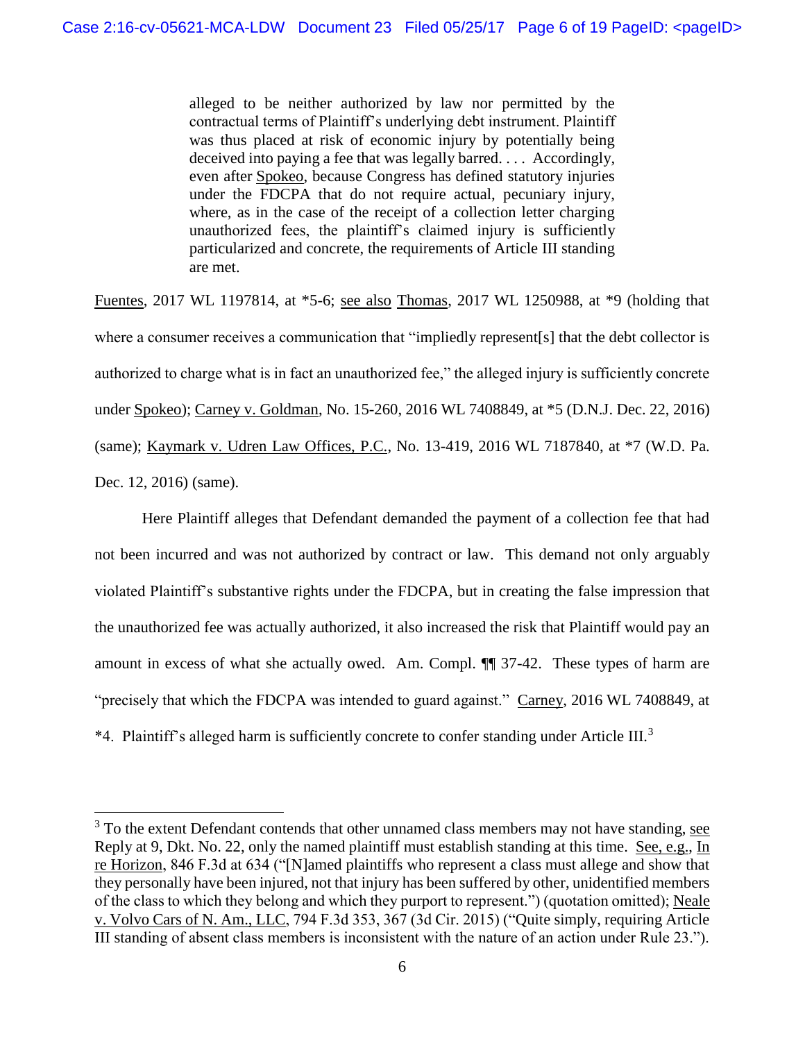> alleged to be neither authorized by law nor permitted by the contractual terms of Plaintiff's underlying debt instrument. Plaintiff was thus placed at risk of economic injury by potentially being deceived into paying a fee that was legally barred. . . . Accordingly, even after Spokeo, because Congress has defined statutory injuries under the FDCPA that do not require actual, pecuniary injury, where, as in the case of the receipt of a collection letter charging unauthorized fees, the plaintiff's claimed injury is sufficiently particularized and concrete, the requirements of Article III standing are met.

Fuentes, 2017 WL 1197814, at *5-6; see also Thomas, 2017 WL 1250988, at *9 (holding that where a consumer receives a communication that "impliedly represent[s] that the debt collector is authorized to charge what is in fact an unauthorized fee," the alleged injury is sufficiently concrete under Spokeo); Carney v. Goldman, No. 15-260, 2016 WL 7408849, at *5 (D.N.J. Dec. 22, 2016) (same); Kaymark v. Udren Law Offices, P.C., No. 13-419, 2016 WL 7187840, at *7 (W.D. Pa. Dec. 12, 2016) (same).

Here Plaintiff alleges that Defendant demanded the payment of a collection fee that had not been incurred and was not authorized by contract or law. This demand not only arguably violated Plaintiff's substantive rights under the FDCPA, but in creating the false impression that the unauthorized fee was actually authorized, it also increased the risk that Plaintiff would pay an amount in excess of what she actually owed. Am. Compl. ¶¶ 37-42. These types of harm are "precisely that which the FDCPA was intended to guard against." Carney, 2016 WL 7408849, at *4. Plaintiff's alleged harm is sufficiently concrete to confer standing under Article III.[3]

[3] To the extent Defendant contends that other unnamed class members may not have standing, see Reply at 9, Dkt. No. 22, only the named plaintiff must establish standing at this time. See, e.g., In re Horizon, 846 F.3d at 634 ("[N]amed plaintiffs who represent a class must allege and show that they personally have been injured, not that injury has been suffered by other, unidentified members of the class to which they belong and which they purport to represent.") (quotation omitted); Neale v. Volvo Cars of N. Am., LLC, 794 F.3d 353, 367 (3d Cir. 2015) ("Quite simply, requiring Article III standing of absent class members is inconsistent with the nature of an action under Rule 23.").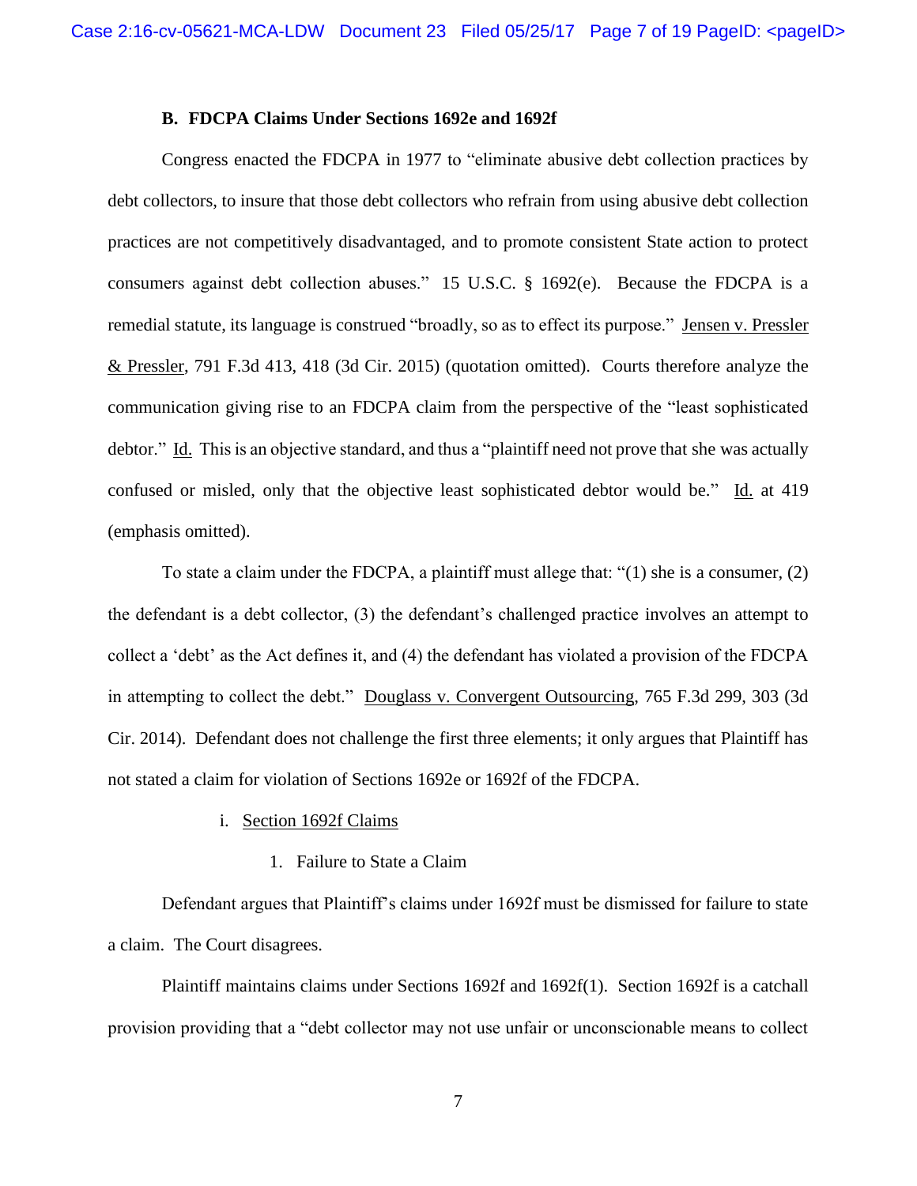### B. FDCPA Claims Under Sections 1692e and 1692f

Congress enacted the FDCPA in 1977 to "eliminate abusive debt collection practices by debt collectors, to insure that those debt collectors who refrain from using abusive debt collection practices are not competitively disadvantaged, and to promote consistent State action to protect consumers against debt collection abuses." 15 U.S.C. § 1692(e). Because the FDCPA is a remedial statute, its language is construed "broadly, so as to effect its purpose." Jensen v. Pressler & Pressler, 791 F.3d 413, 418 (3d Cir. 2015) (quotation omitted). Courts therefore analyze the communication giving rise to an FDCPA claim from the perspective of the "least sophisticated debtor." Id. This is an objective standard, and thus a "plaintiff need not prove that she was actually confused or misled, only that the objective least sophisticated debtor would be." Id. at 419 (emphasis omitted).

To state a claim under the FDCPA, a plaintiff must allege that: "(1) she is a consumer, (2) the defendant is a debt collector, (3) the defendant's challenged practice involves an attempt to collect a 'debt' as the Act defines it, and (4) the defendant has violated a provision of the FDCPA in attempting to collect the debt." Douglass v. Convergent Outsourcing, 765 F.3d 299, 303 (3d Cir. 2014). Defendant does not challenge the first three elements; it only argues that Plaintiff has not stated a claim for violation of Sections 1692e or 1692f of the FDCPA.

#### i. Section 1692f Claims

##### 1. Failure to State a Claim

Defendant argues that Plaintiff's claims under 1692f must be dismissed for failure to state a claim. The Court disagrees.

Plaintiff maintains claims under Sections 1692f and 1692f(1). Section 1692f is a catchall provision providing that a "debt collector may not use unfair or unconscionable means to collect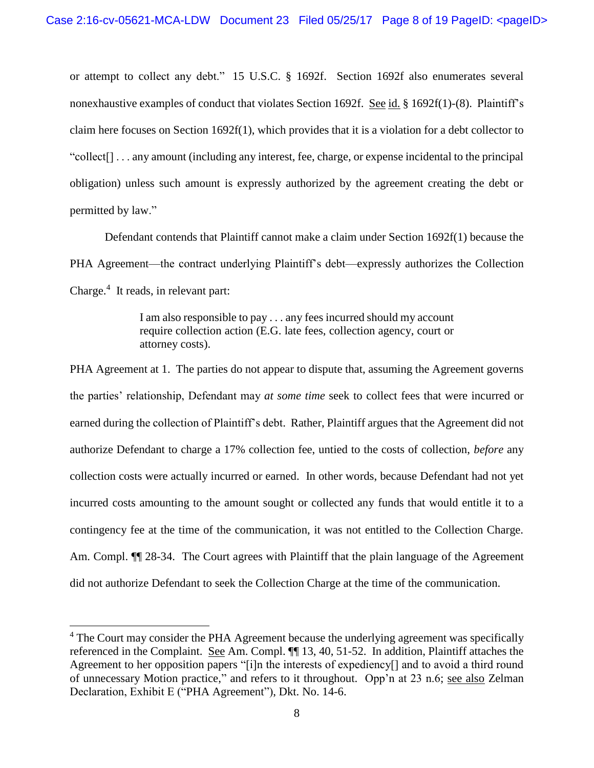or attempt to collect any debt." 15 U.S.C. § 1692f. Section 1692f also enumerates several nonexhaustive examples of conduct that violates Section 1692f. See id. § 1692f(1)-(8). Plaintiff's claim here focuses on Section 1692f(1), which provides that it is a violation for a debt collector to "collect[] . . . any amount (including any interest, fee, charge, or expense incidental to the principal obligation) unless such amount is expressly authorized by the agreement creating the debt or permitted by law."

Defendant contends that Plaintiff cannot make a claim under Section 1692f(1) because the PHA Agreement—the contract underlying Plaintiff's debt—expressly authorizes the Collection Charge.[4] It reads, in relevant part:

> I am also responsible to pay . . . any fees incurred should my account require collection action (E.G. late fees, collection agency, court or attorney costs).

PHA Agreement at 1. The parties do not appear to dispute that, assuming the Agreement governs the parties' relationship, Defendant may *at some time* seek to collect fees that were incurred or earned during the collection of Plaintiff's debt. Rather, Plaintiff argues that the Agreement did not authorize Defendant to charge a 17% collection fee, untied to the costs of collection, *before* any collection costs were actually incurred or earned. In other words, because Defendant had not yet incurred costs amounting to the amount sought or collected any funds that would entitle it to a contingency fee at the time of the communication, it was not entitled to the Collection Charge. Am. Compl. ¶¶ 28-34. The Court agrees with Plaintiff that the plain language of the Agreement did not authorize Defendant to seek the Collection Charge at the time of the communication.

[4] The Court may consider the PHA Agreement because the underlying agreement was specifically referenced in the Complaint. See Am. Compl. ¶¶ 13, 40, 51-52. In addition, Plaintiff attaches the Agreement to her opposition papers "[i]n the interests of expediency[] and to avoid a third round of unnecessary Motion practice," and refers to it throughout. Opp'n at 23 n.6; see also Zelman Declaration, Exhibit E ("PHA Agreement"), Dkt. No. 14-6.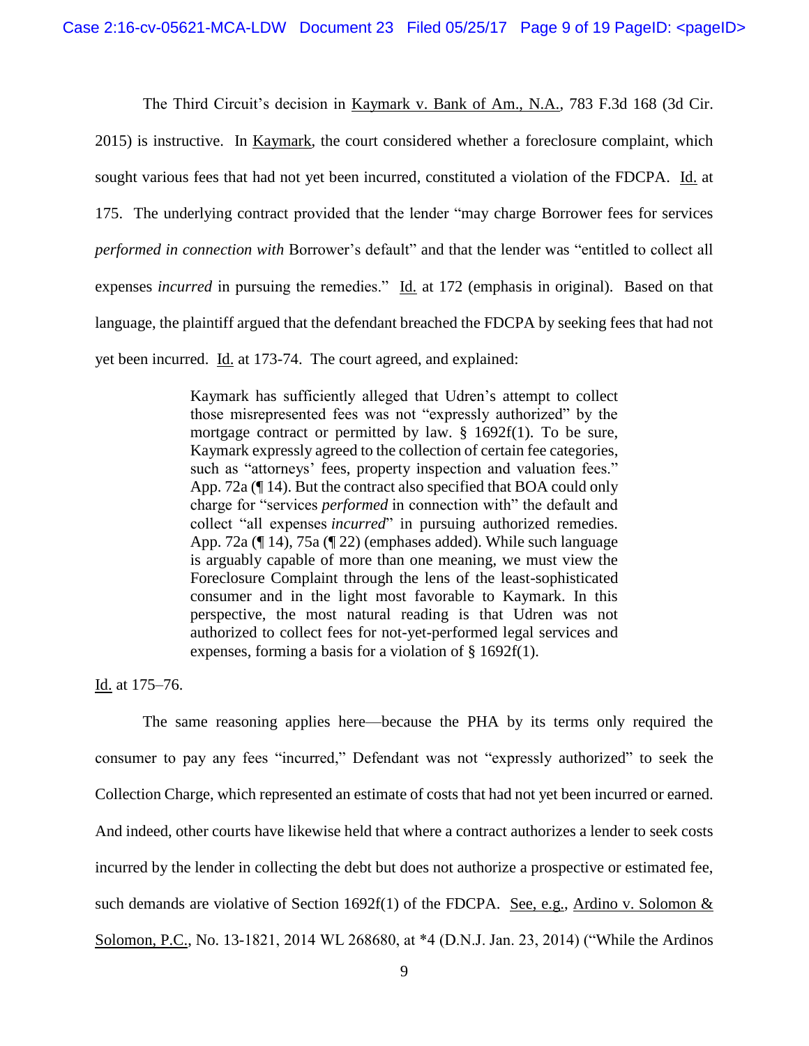The Third Circuit's decision in Kaymark v. Bank of Am., N.A., 783 F.3d 168 (3d Cir. 2015) is instructive. In Kaymark, the court considered whether a foreclosure complaint, which sought various fees that had not yet been incurred, constituted a violation of the FDCPA. Id. at 175. The underlying contract provided that the lender "may charge Borrower fees for services *performed in connection with* Borrower's default" and that the lender was "entitled to collect all expenses *incurred* in pursuing the remedies." Id. at 172 (emphasis in original). Based on that language, the plaintiff argued that the defendant breached the FDCPA by seeking fees that had not yet been incurred. Id. at 173-74. The court agreed, and explained:

> Kaymark has sufficiently alleged that Udren's attempt to collect those misrepresented fees was not "expressly authorized" by the mortgage contract or permitted by law. § 1692f(1). To be sure, Kaymark expressly agreed to the collection of certain fee categories, such as "attorneys' fees, property inspection and valuation fees." App. 72a (¶ 14). But the contract also specified that BOA could only charge for "services *performed* in connection with" the default and collect "all expenses *incurred*" in pursuing authorized remedies. App. 72a (¶ 14), 75a (¶ 22) (emphases added). While such language is arguably capable of more than one meaning, we must view the Foreclosure Complaint through the lens of the least-sophisticated consumer and in the light most favorable to Kaymark. In this perspective, the most natural reading is that Udren was not authorized to collect fees for not-yet-performed legal services and expenses, forming a basis for a violation of § 1692f(1).

Id. at 175–76.

The same reasoning applies here—because the PHA by its terms only required the consumer to pay any fees "incurred," Defendant was not "expressly authorized" to seek the Collection Charge, which represented an estimate of costs that had not yet been incurred or earned. And indeed, other courts have likewise held that where a contract authorizes a lender to seek costs incurred by the lender in collecting the debt but does not authorize a prospective or estimated fee, such demands are violative of Section 1692f(1) of the FDCPA. See, e.g., Ardino v. Solomon & Solomon, P.C., No. 13-1821, 2014 WL 268680, at *4 (D.N.J. Jan. 23, 2014) ("While the Ardinos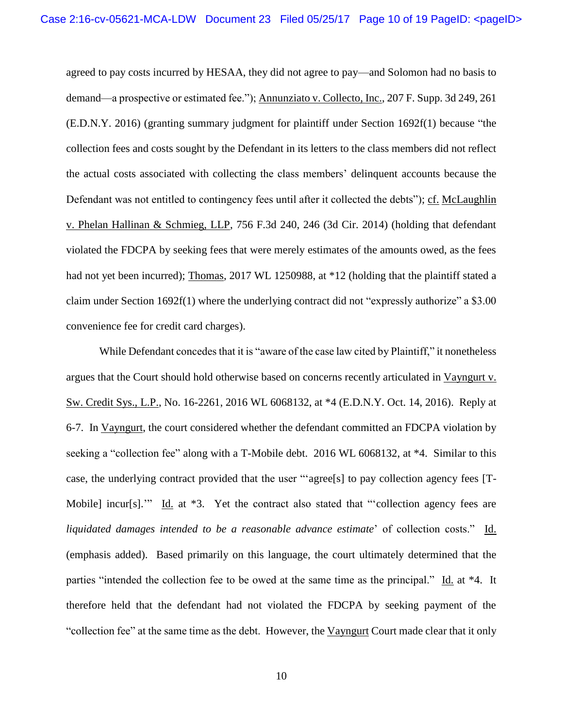agreed to pay costs incurred by HESAA, they did not agree to pay—and Solomon had no basis to demand—a prospective or estimated fee."); Annunziato v. Collecto, Inc., 207 F. Supp. 3d 249, 261 (E.D.N.Y. 2016) (granting summary judgment for plaintiff under Section 1692f(1) because "the collection fees and costs sought by the Defendant in its letters to the class members did not reflect the actual costs associated with collecting the class members' delinquent accounts because the Defendant was not entitled to contingency fees until after it collected the debts"); cf. McLaughlin v. Phelan Hallinan & Schmieg, LLP, 756 F.3d 240, 246 (3d Cir. 2014) (holding that defendant violated the FDCPA by seeking fees that were merely estimates of the amounts owed, as the fees had not yet been incurred); Thomas, 2017 WL 1250988, at *12 (holding that the plaintiff stated a claim under Section 1692f(1) where the underlying contract did not "expressly authorize" a $3.00 convenience fee for credit card charges).

While Defendant concedes that it is "aware of the case law cited by Plaintiff," it nonetheless argues that the Court should hold otherwise based on concerns recently articulated in Vayngurt v. Sw. Credit Sys., L.P., No. 16-2261, 2016 WL 6068132, at *4 (E.D.N.Y. Oct. 14, 2016). Reply at 6-7. In Vayngurt, the court considered whether the defendant committed an FDCPA violation by seeking a "collection fee" along with a T-Mobile debt. 2016 WL 6068132, at *4. Similar to this case, the underlying contract provided that the user "'agree[s] to pay collection agency fees [T-Mobile] incur[s].'" Id. at *3. Yet the contract also stated that "'collection agency fees are *liquidated damages intended to be a reasonable advance estimate*' of collection costs." Id. (emphasis added). Based primarily on this language, the court ultimately determined that the parties "intended the collection fee to be owed at the same time as the principal." Id. at *4. It therefore held that the defendant had not violated the FDCPA by seeking payment of the "collection fee" at the same time as the debt. However, the Vayngurt Court made clear that it only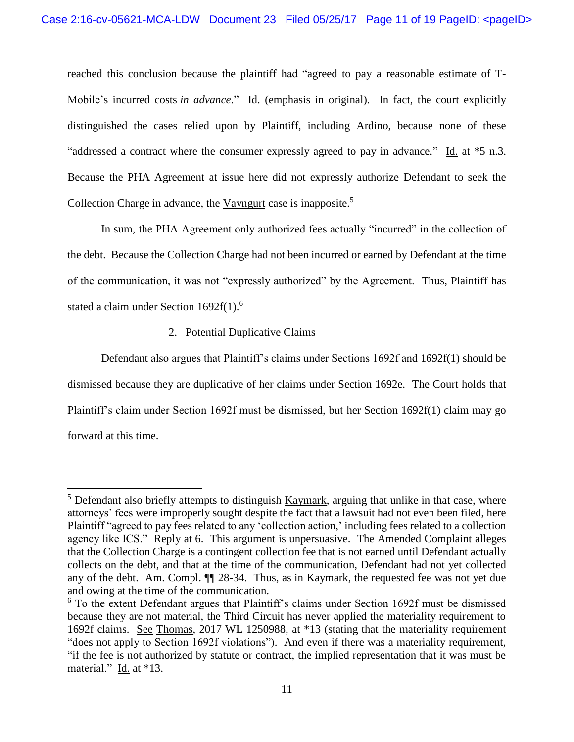reached this conclusion because the plaintiff had "agreed to pay a reasonable estimate of T-Mobile's incurred costs *in advance*." Id. (emphasis in original). In fact, the court explicitly distinguished the cases relied upon by Plaintiff, including Ardino, because none of these "addressed a contract where the consumer expressly agreed to pay in advance." Id. at *5 n.3. Because the PHA Agreement at issue here did not expressly authorize Defendant to seek the Collection Charge in advance, the Vayngurt case is inapposite.[5]

In sum, the PHA Agreement only authorized fees actually "incurred" in the collection of the debt. Because the Collection Charge had not been incurred or earned by Defendant at the time of the communication, it was not "expressly authorized" by the Agreement. Thus, Plaintiff has stated a claim under Section 1692f(1).[6]

2. Potential Duplicative Claims

Defendant also argues that Plaintiff's claims under Sections 1692f and 1692f(1) should be dismissed because they are duplicative of her claims under Section 1692e. The Court holds that Plaintiff's claim under Section 1692f must be dismissed, but her Section 1692f(1) claim may go forward at this time.

---

[5] Defendant also briefly attempts to distinguish Kaymark, arguing that unlike in that case, where attorneys' fees were improperly sought despite the fact that a lawsuit had not even been filed, here Plaintiff "agreed to pay fees related to any 'collection action,' including fees related to a collection agency like ICS." Reply at 6. This argument is unpersuasive. The Amended Complaint alleges that the Collection Charge is a contingent collection fee that is not earned until Defendant actually collects on the debt, and that at the time of the communication, Defendant had not yet collected any of the debt. Am. Compl. ¶¶ 28-34. Thus, as in Kaymark, the requested fee was not yet due and owing at the time of the communication.

[6] To the extent Defendant argues that Plaintiff's claims under Section 1692f must be dismissed because they are not material, the Third Circuit has never applied the materiality requirement to 1692f claims. See Thomas, 2017 WL 1250988, at *13 (stating that the materiality requirement "does not apply to Section 1692f violations"). And even if there was a materiality requirement, "if the fee is not authorized by statute or contract, the implied representation that it was must be material." Id. at *13.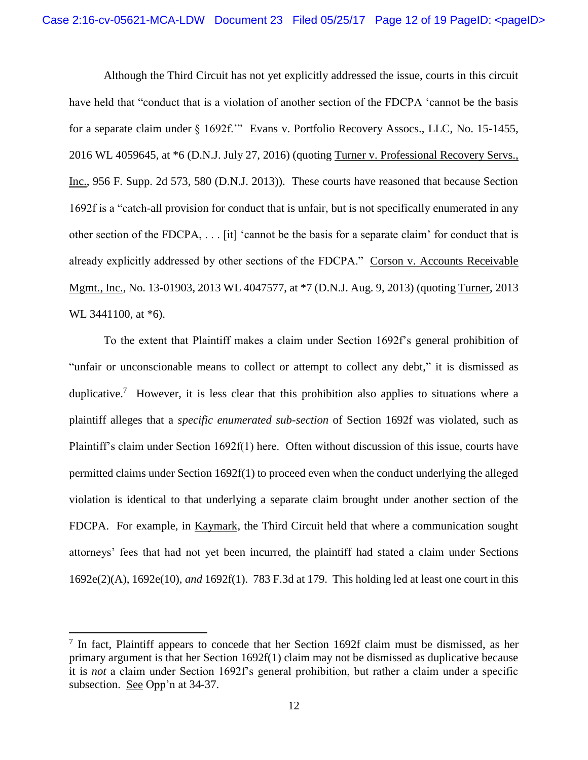Although the Third Circuit has not yet explicitly addressed the issue, courts in this circuit have held that "conduct that is a violation of another section of the FDCPA 'cannot be the basis for a separate claim under § 1692f.'" Evans v. Portfolio Recovery Assocs., LLC, No. 15-1455, 2016 WL 4059645, at *6 (D.N.J. July 27, 2016) (quoting Turner v. Professional Recovery Servs., Inc., 956 F. Supp. 2d 573, 580 (D.N.J. 2013)). These courts have reasoned that because Section 1692f is a "catch-all provision for conduct that is unfair, but is not specifically enumerated in any other section of the FDCPA, . . . [it] 'cannot be the basis for a separate claim' for conduct that is already explicitly addressed by other sections of the FDCPA." Corson v. Accounts Receivable Mgmt., Inc., No. 13-01903, 2013 WL 4047577, at *7 (D.N.J. Aug. 9, 2013) (quoting Turner, 2013 WL 3441100, at *6).

To the extent that Plaintiff makes a claim under Section 1692f's general prohibition of "unfair or unconscionable means to collect or attempt to collect any debt," it is dismissed as duplicative.[7] However, it is less clear that this prohibition also applies to situations where a plaintiff alleges that a *specific enumerated sub-section* of Section 1692f was violated, such as Plaintiff's claim under Section 1692f(1) here. Often without discussion of this issue, courts have permitted claims under Section 1692f(1) to proceed even when the conduct underlying the alleged violation is identical to that underlying a separate claim brought under another section of the FDCPA. For example, in Kaymark, the Third Circuit held that where a communication sought attorneys' fees that had not yet been incurred, the plaintiff had stated a claim under Sections 1692e(2)(A), 1692e(10), *and* 1692f(1). 783 F.3d at 179. This holding led at least one court in this

---

[7] In fact, Plaintiff appears to concede that her Section 1692f claim must be dismissed, as her primary argument is that her Section 1692f(1) claim may not be dismissed as duplicative because it is *not* a claim under Section 1692f's general prohibition, but rather a claim under a specific subsection. See Opp'n at 34-37.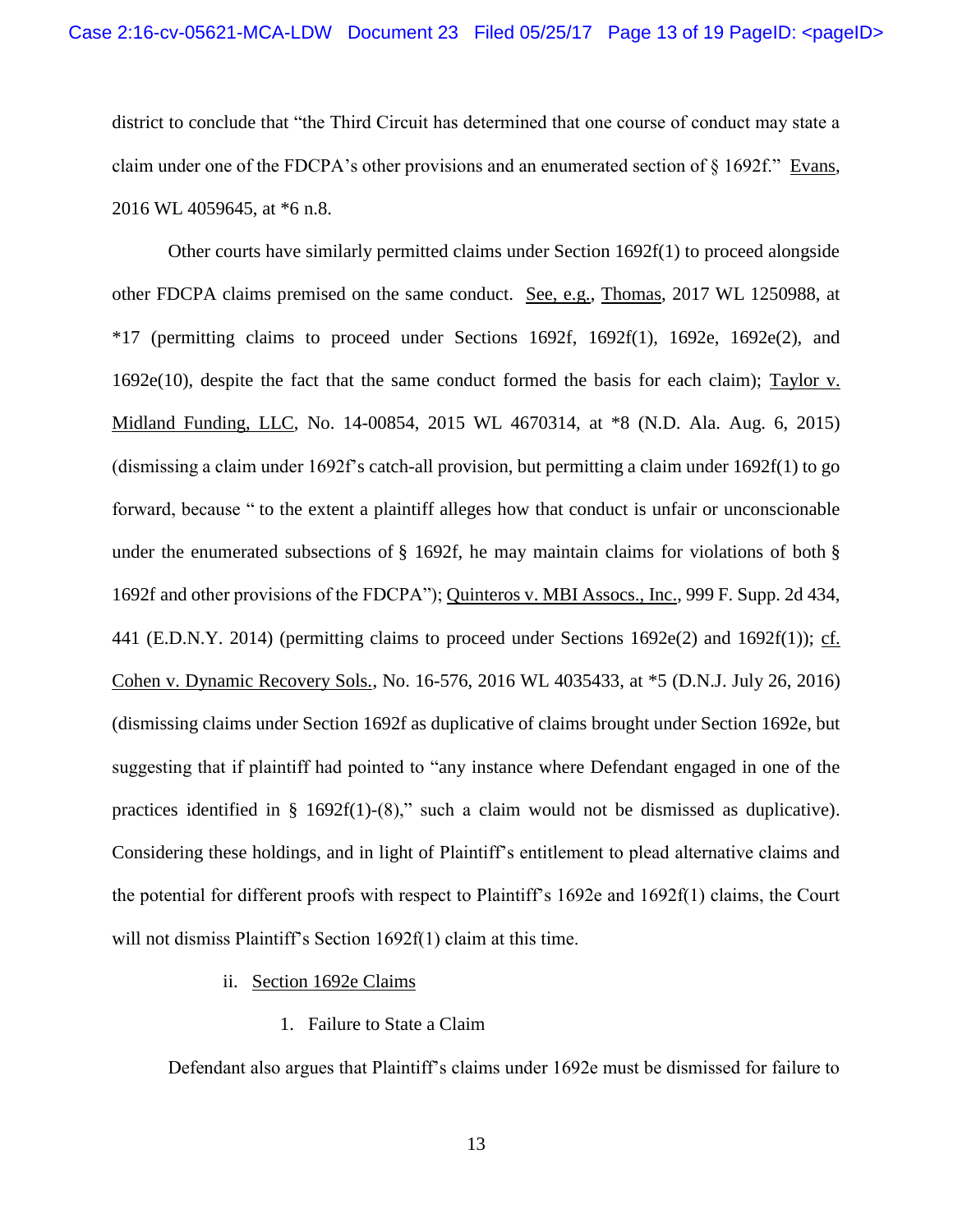district to conclude that "the Third Circuit has determined that one course of conduct may state a claim under one of the FDCPA's other provisions and an enumerated section of § 1692f." Evans, 2016 WL 4059645, at *6 n.8.

Other courts have similarly permitted claims under Section 1692f(1) to proceed alongside other FDCPA claims premised on the same conduct. See, e.g., Thomas, 2017 WL 1250988, at *17 (permitting claims to proceed under Sections 1692f, 1692f(1), 1692e, 1692e(2), and 1692e(10), despite the fact that the same conduct formed the basis for each claim); Taylor v. Midland Funding, LLC, No. 14-00854, 2015 WL 4670314, at *8 (N.D. Ala. Aug. 6, 2015) (dismissing a claim under 1692f's catch-all provision, but permitting a claim under 1692f(1) to go forward, because " to the extent a plaintiff alleges how that conduct is unfair or unconscionable under the enumerated subsections of § 1692f, he may maintain claims for violations of both § 1692f and other provisions of the FDCPA"); Quinteros v. MBI Assocs., Inc., 999 F. Supp. 2d 434, 441 (E.D.N.Y. 2014) (permitting claims to proceed under Sections 1692e(2) and 1692f(1)); cf. Cohen v. Dynamic Recovery Sols., No. 16-576, 2016 WL 4035433, at *5 (D.N.J. July 26, 2016) (dismissing claims under Section 1692f as duplicative of claims brought under Section 1692e, but suggesting that if plaintiff had pointed to "any instance where Defendant engaged in one of the practices identified in § 1692f(1)-(8)," such a claim would not be dismissed as duplicative). Considering these holdings, and in light of Plaintiff's entitlement to plead alternative claims and the potential for different proofs with respect to Plaintiff's 1692e and 1692f(1) claims, the Court will not dismiss Plaintiff's Section 1692f(1) claim at this time.

ii. Section 1692e Claims

1. Failure to State a Claim

Defendant also argues that Plaintiff's claims under 1692e must be dismissed for failure to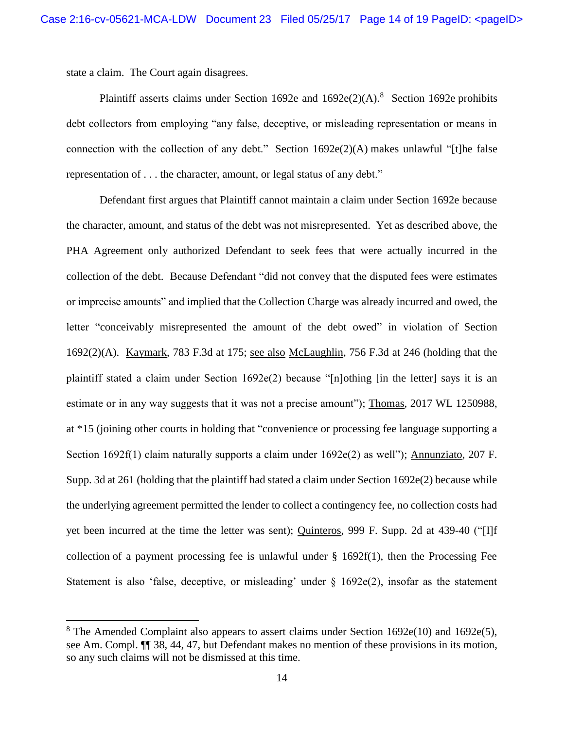state a claim. The Court again disagrees.

Plaintiff asserts claims under Section 1692e and 1692e(2)(A).[8] Section 1692e prohibits debt collectors from employing "any false, deceptive, or misleading representation or means in connection with the collection of any debt." Section 1692e(2)(A) makes unlawful "[t]he false representation of . . . the character, amount, or legal status of any debt."

Defendant first argues that Plaintiff cannot maintain a claim under Section 1692e because the character, amount, and status of the debt was not misrepresented. Yet as described above, the PHA Agreement only authorized Defendant to seek fees that were actually incurred in the collection of the debt. Because Defendant "did not convey that the disputed fees were estimates or imprecise amounts" and implied that the Collection Charge was already incurred and owed, the letter "conceivably misrepresented the amount of the debt owed" in violation of Section 1692(2)(A). Kaymark, 783 F.3d at 175; see also McLaughlin, 756 F.3d at 246 (holding that the plaintiff stated a claim under Section 1692e(2) because "[n]othing [in the letter] says it is an estimate or in any way suggests that it was not a precise amount"); Thomas, 2017 WL 1250988, at *15 (joining other courts in holding that "convenience or processing fee language supporting a Section 1692f(1) claim naturally supports a claim under 1692e(2) as well"); Annunziato, 207 F. Supp. 3d at 261 (holding that the plaintiff had stated a claim under Section 1692e(2) because while the underlying agreement permitted the lender to collect a contingency fee, no collection costs had yet been incurred at the time the letter was sent); Quinteros, 999 F. Supp. 2d at 439-40 ("[I]f collection of a payment processing fee is unlawful under § 1692f(1), then the Processing Fee Statement is also 'false, deceptive, or misleading' under § 1692e(2), insofar as the statement

---

[8] The Amended Complaint also appears to assert claims under Section 1692e(10) and 1692e(5), see Am. Compl. ¶¶ 38, 44, 47, but Defendant makes no mention of these provisions in its motion, so any such claims will not be dismissed at this time.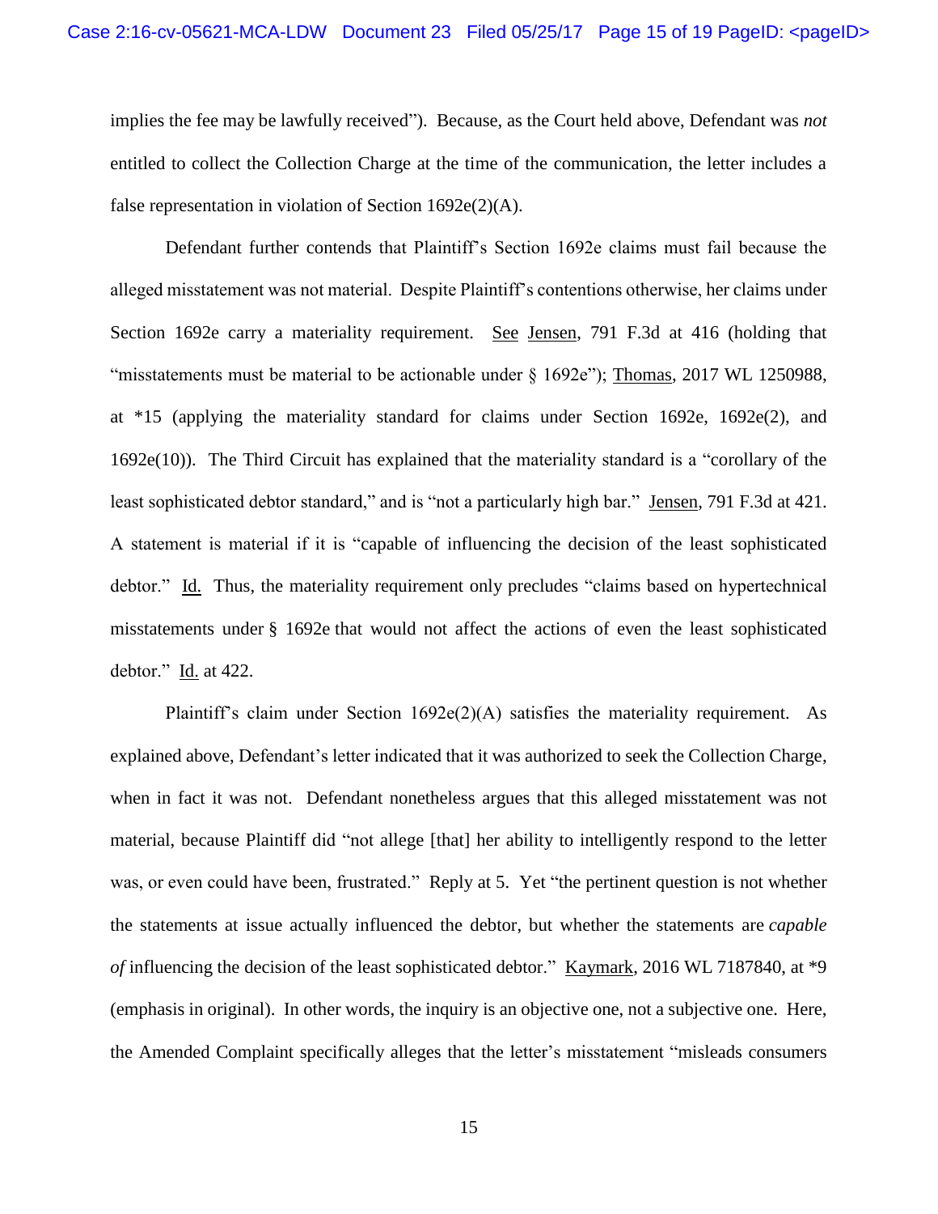implies the fee may be lawfully received"). Because, as the Court held above, Defendant was *not* entitled to collect the Collection Charge at the time of the communication, the letter includes a false representation in violation of Section 1692e(2)(A).

Defendant further contends that Plaintiff's Section 1692e claims must fail because the alleged misstatement was not material. Despite Plaintiff's contentions otherwise, her claims under Section 1692e carry a materiality requirement. See Jensen, 791 F.3d at 416 (holding that "misstatements must be material to be actionable under § 1692e"); Thomas, 2017 WL 1250988, at *15 (applying the materiality standard for claims under Section 1692e, 1692e(2), and 1692e(10)). The Third Circuit has explained that the materiality standard is a "corollary of the least sophisticated debtor standard," and is "not a particularly high bar." Jensen, 791 F.3d at 421. A statement is material if it is "capable of influencing the decision of the least sophisticated debtor." Id. Thus, the materiality requirement only precludes "claims based on hypertechnical misstatements under § 1692e that would not affect the actions of even the least sophisticated debtor." Id. at 422.

Plaintiff's claim under Section 1692e(2)(A) satisfies the materiality requirement. As explained above, Defendant's letter indicated that it was authorized to seek the Collection Charge, when in fact it was not. Defendant nonetheless argues that this alleged misstatement was not material, because Plaintiff did "not allege [that] her ability to intelligently respond to the letter was, or even could have been, frustrated." Reply at 5. Yet "the pertinent question is not whether the statements at issue actually influenced the debtor, but whether the statements are *capable of* influencing the decision of the least sophisticated debtor." Kaymark, 2016 WL 7187840, at *9 (emphasis in original). In other words, the inquiry is an objective one, not a subjective one. Here, the Amended Complaint specifically alleges that the letter's misstatement "misleads consumers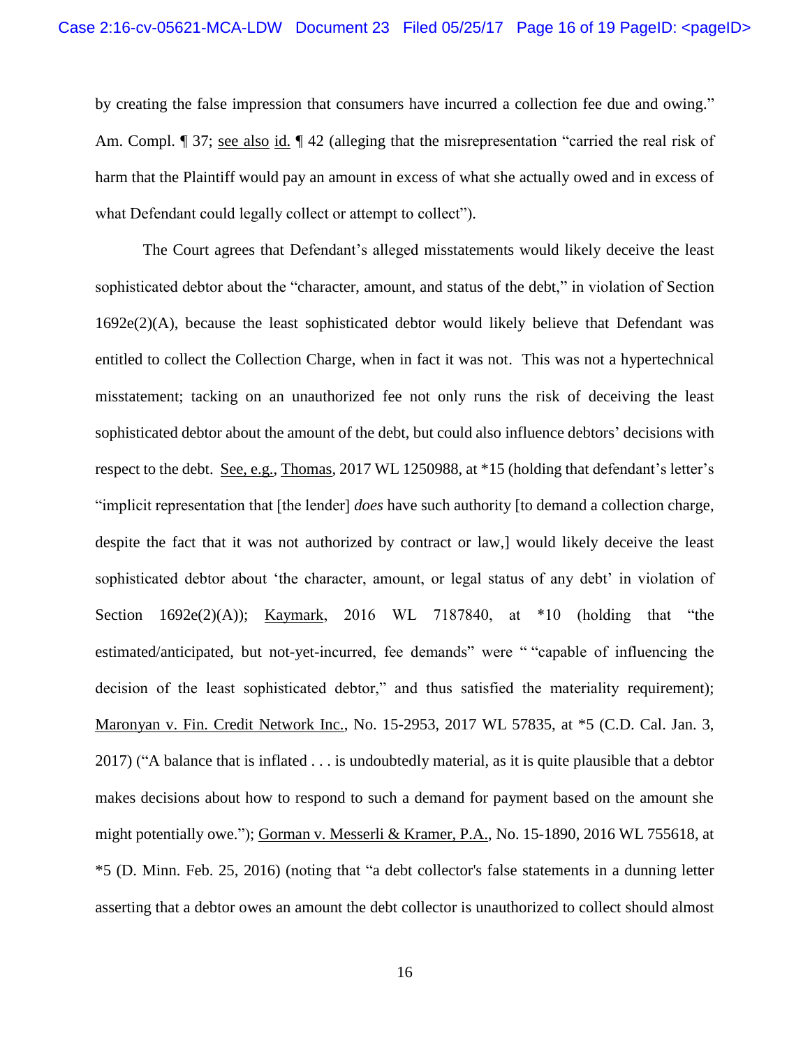by creating the false impression that consumers have incurred a collection fee due and owing." Am. Compl. ¶ 37; see also id. ¶ 42 (alleging that the misrepresentation "carried the real risk of harm that the Plaintiff would pay an amount in excess of what she actually owed and in excess of what Defendant could legally collect or attempt to collect").

The Court agrees that Defendant's alleged misstatements would likely deceive the least sophisticated debtor about the "character, amount, and status of the debt," in violation of Section 1692e(2)(A), because the least sophisticated debtor would likely believe that Defendant was entitled to collect the Collection Charge, when in fact it was not. This was not a hypertechnical misstatement; tacking on an unauthorized fee not only runs the risk of deceiving the least sophisticated debtor about the amount of the debt, but could also influence debtors' decisions with respect to the debt. See, e.g., Thomas, 2017 WL 1250988, at *15 (holding that defendant's letter's "implicit representation that [the lender] *does* have such authority [to demand a collection charge, despite the fact that it was not authorized by contract or law,] would likely deceive the least sophisticated debtor about 'the character, amount, or legal status of any debt' in violation of Section 1692e(2)(A)); Kaymark, 2016 WL 7187840, at *10 (holding that "the estimated/anticipated, but not-yet-incurred, fee demands" were " "capable of influencing the decision of the least sophisticated debtor," and thus satisfied the materiality requirement); Maronyan v. Fin. Credit Network Inc., No. 15-2953, 2017 WL 57835, at *5 (C.D. Cal. Jan. 3, 2017) ("A balance that is inflated . . . is undoubtedly material, as it is quite plausible that a debtor makes decisions about how to respond to such a demand for payment based on the amount she might potentially owe."); Gorman v. Messerli & Kramer, P.A., No. 15-1890, 2016 WL 755618, at *5 (D. Minn. Feb. 25, 2016) (noting that "a debt collector's false statements in a dunning letter asserting that a debtor owes an amount the debt collector is unauthorized to collect should almost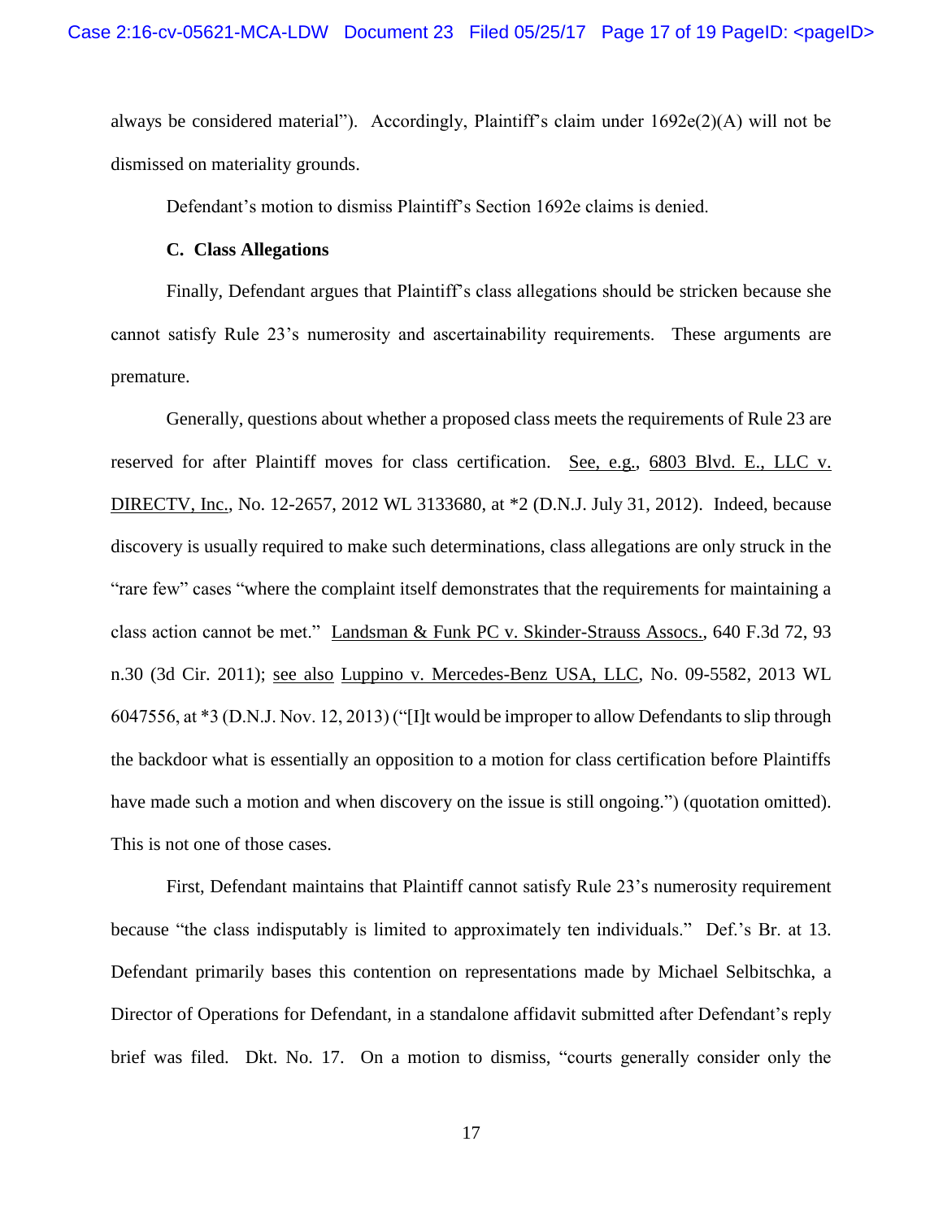always be considered material"). Accordingly, Plaintiff's claim under 1692e(2)(A) will not be dismissed on materiality grounds.

Defendant's motion to dismiss Plaintiff's Section 1692e claims is denied.

### C. Class Allegations

Finally, Defendant argues that Plaintiff's class allegations should be stricken because she cannot satisfy Rule 23's numerosity and ascertainability requirements. These arguments are premature.

Generally, questions about whether a proposed class meets the requirements of Rule 23 are reserved for after Plaintiff moves for class certification. See, e.g., 6803 Blvd. E., LLC v. DIRECTV, Inc., No. 12-2657, 2012 WL 3133680, at *2 (D.N.J. July 31, 2012). Indeed, because discovery is usually required to make such determinations, class allegations are only struck in the "rare few" cases "where the complaint itself demonstrates that the requirements for maintaining a class action cannot be met." Landsman & Funk PC v. Skinder-Strauss Assocs., 640 F.3d 72, 93 n.30 (3d Cir. 2011); see also Luppino v. Mercedes-Benz USA, LLC, No. 09-5582, 2013 WL 6047556, at *3 (D.N.J. Nov. 12, 2013) ("[I]t would be improper to allow Defendants to slip through the backdoor what is essentially an opposition to a motion for class certification before Plaintiffs have made such a motion and when discovery on the issue is still ongoing.") (quotation omitted). This is not one of those cases.

First, Defendant maintains that Plaintiff cannot satisfy Rule 23's numerosity requirement because "the class indisputably is limited to approximately ten individuals." Def.'s Br. at 13. Defendant primarily bases this contention on representations made by Michael Selbitschka, a Director of Operations for Defendant, in a standalone affidavit submitted after Defendant's reply brief was filed. Dkt. No. 17. On a motion to dismiss, "courts generally consider only the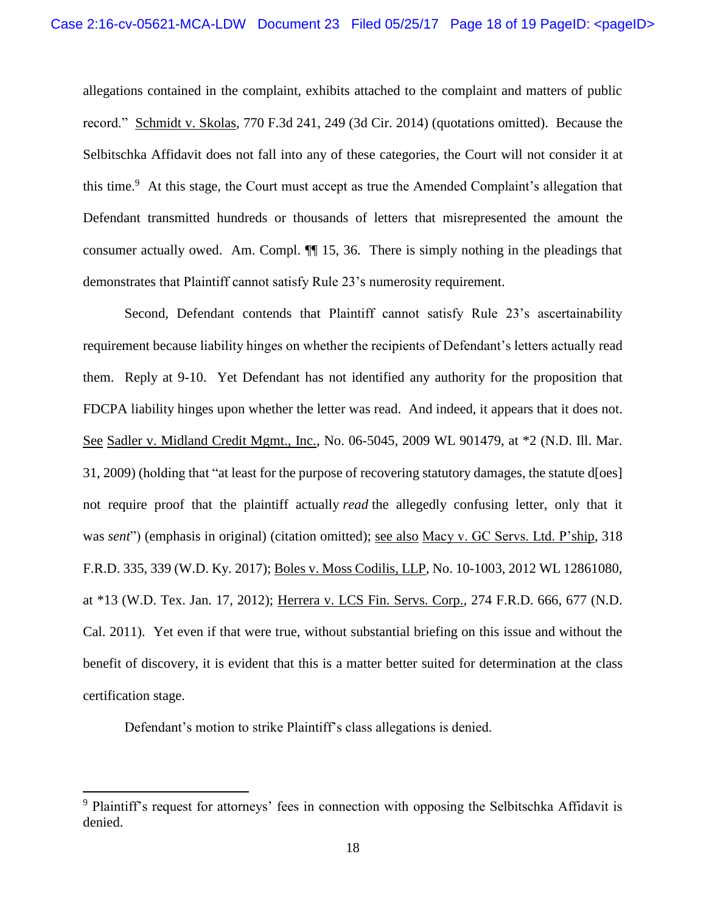allegations contained in the complaint, exhibits attached to the complaint and matters of public record." Schmidt v. Skolas, 770 F.3d 241, 249 (3d Cir. 2014) (quotations omitted). Because the Selbitschka Affidavit does not fall into any of these categories, the Court will not consider it at this time.[9] At this stage, the Court must accept as true the Amended Complaint's allegation that Defendant transmitted hundreds or thousands of letters that misrepresented the amount the consumer actually owed. Am. Compl. ¶¶ 15, 36. There is simply nothing in the pleadings that demonstrates that Plaintiff cannot satisfy Rule 23's numerosity requirement.

Second, Defendant contends that Plaintiff cannot satisfy Rule 23's ascertainability requirement because liability hinges on whether the recipients of Defendant's letters actually read them. Reply at 9-10. Yet Defendant has not identified any authority for the proposition that FDCPA liability hinges upon whether the letter was read. And indeed, it appears that it does not. See Sadler v. Midland Credit Mgmt., Inc., No. 06-5045, 2009 WL 901479, at *2 (N.D. Ill. Mar. 31, 2009) (holding that "at least for the purpose of recovering statutory damages, the statute d[oes] not require proof that the plaintiff actually *read* the allegedly confusing letter, only that it was *sent*") (emphasis in original) (citation omitted); see also Macy v. GC Servs. Ltd. P'ship, 318 F.R.D. 335, 339 (W.D. Ky. 2017); Boles v. Moss Codilis, LLP, No. 10-1003, 2012 WL 12861080, at *13 (W.D. Tex. Jan. 17, 2012); Herrera v. LCS Fin. Servs. Corp., 274 F.R.D. 666, 677 (N.D. Cal. 2011). Yet even if that were true, without substantial briefing on this issue and without the benefit of discovery, it is evident that this is a matter better suited for determination at the class certification stage.

Defendant's motion to strike Plaintiff's class allegations is denied.

---

[9] Plaintiff's request for attorneys' fees in connection with opposing the Selbitschka Affidavit is denied.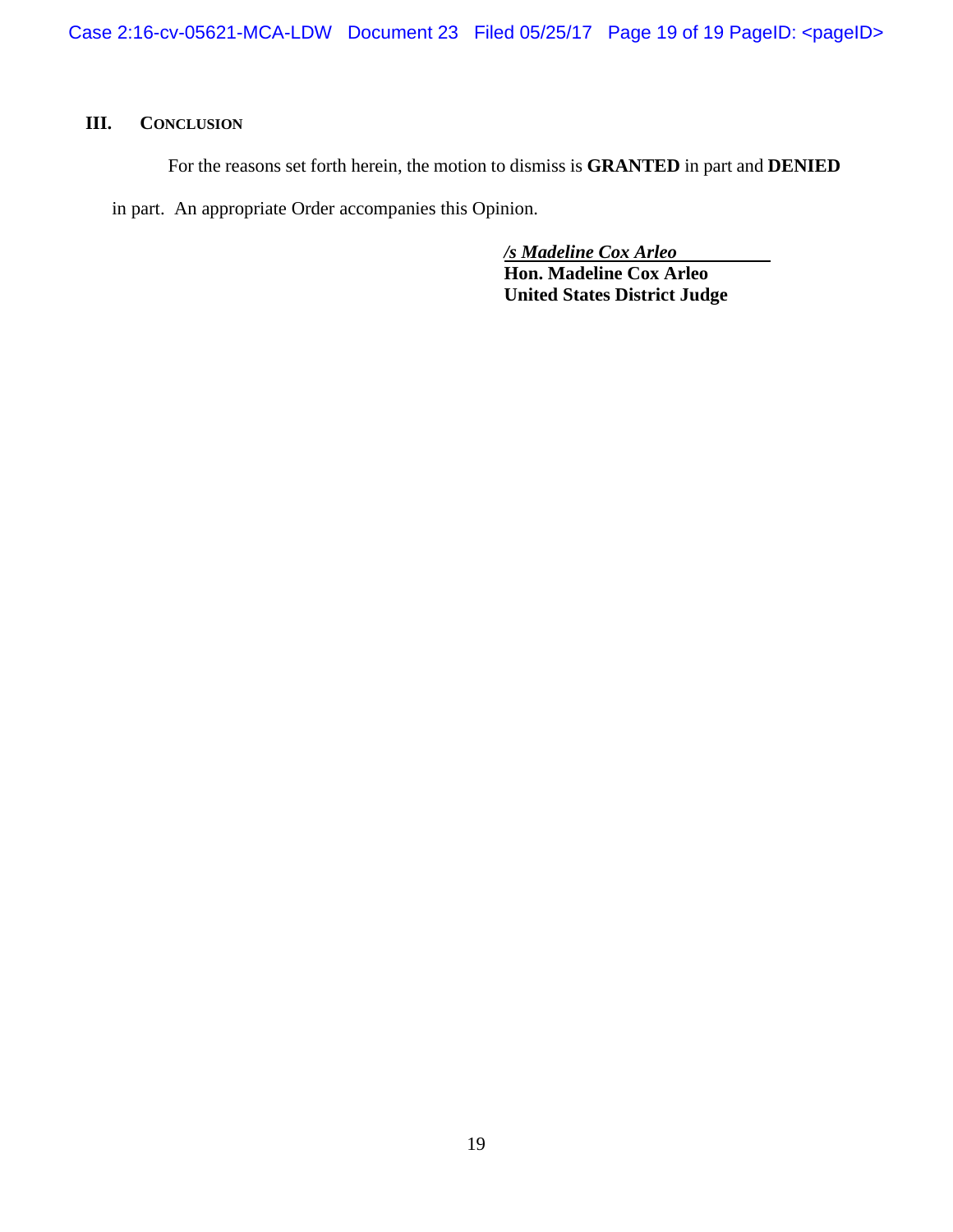## III. CONCLUSION

For the reasons set forth herein, the motion to dismiss is **GRANTED** in part and **DENIED** in part. An appropriate Order accompanies this Opinion.

***/s Madeline Cox Arleo***
**Hon. Madeline Cox Arleo**
**United States District Judge**